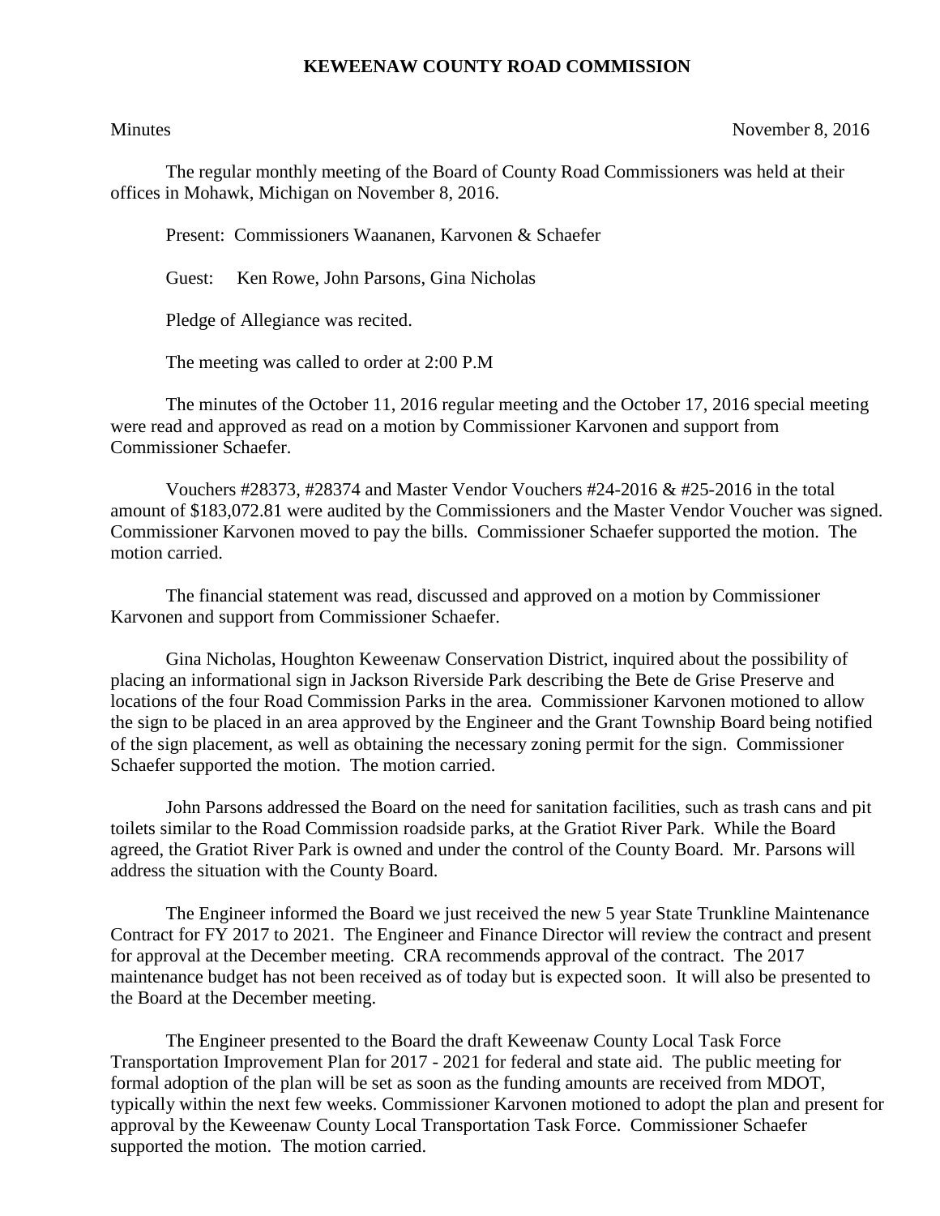**KEWEENAW COUNTY ROAD COMMISSION**

Minutes November 8, 2016

The regular monthly meeting of the Board of County Road Commissioners was held at their offices in Mohawk, Michigan on November 8, 2016.

Present: Commissioners Waananen, Karvonen & Schaefer

Guest: Ken Rowe, John Parsons, Gina Nicholas

Pledge of Allegiance was recited.

The meeting was called to order at 2:00 P.M

The minutes of the October 11, 2016 regular meeting and the October 17, 2016 special meeting were read and approved as read on a motion by Commissioner Karvonen and support from Commissioner Schaefer.

Vouchers #28373, #28374 and Master Vendor Vouchers #24-2016 & #25-2016 in the total amount of $183,072.81 were audited by the Commissioners and the Master Vendor Voucher was signed. Commissioner Karvonen moved to pay the bills. Commissioner Schaefer supported the motion. The motion carried.

The financial statement was read, discussed and approved on a motion by Commissioner Karvonen and support from Commissioner Schaefer.

Gina Nicholas, Houghton Keweenaw Conservation District, inquired about the possibility of placing an informational sign in Jackson Riverside Park describing the Bete de Grise Preserve and locations of the four Road Commission Parks in the area. Commissioner Karvonen motioned to allow the sign to be placed in an area approved by the Engineer and the Grant Township Board being notified of the sign placement, as well as obtaining the necessary zoning permit for the sign. Commissioner Schaefer supported the motion. The motion carried.

John Parsons addressed the Board on the need for sanitation facilities, such as trash cans and pit toilets similar to the Road Commission roadside parks, at the Gratiot River Park. While the Board agreed, the Gratiot River Park is owned and under the control of the County Board. Mr. Parsons will address the situation with the County Board.

The Engineer informed the Board we just received the new 5 year State Trunkline Maintenance Contract for FY 2017 to 2021. The Engineer and Finance Director will review the contract and present for approval at the December meeting. CRA recommends approval of the contract. The 2017 maintenance budget has not been received as of today but is expected soon. It will also be presented to the Board at the December meeting.

The Engineer presented to the Board the draft Keweenaw County Local Task Force Transportation Improvement Plan for 2017 - 2021 for federal and state aid. The public meeting for formal adoption of the plan will be set as soon as the funding amounts are received from MDOT, typically within the next few weeks. Commissioner Karvonen motioned to adopt the plan and present for approval by the Keweenaw County Local Transportation Task Force. Commissioner Schaefer supported the motion. The motion carried.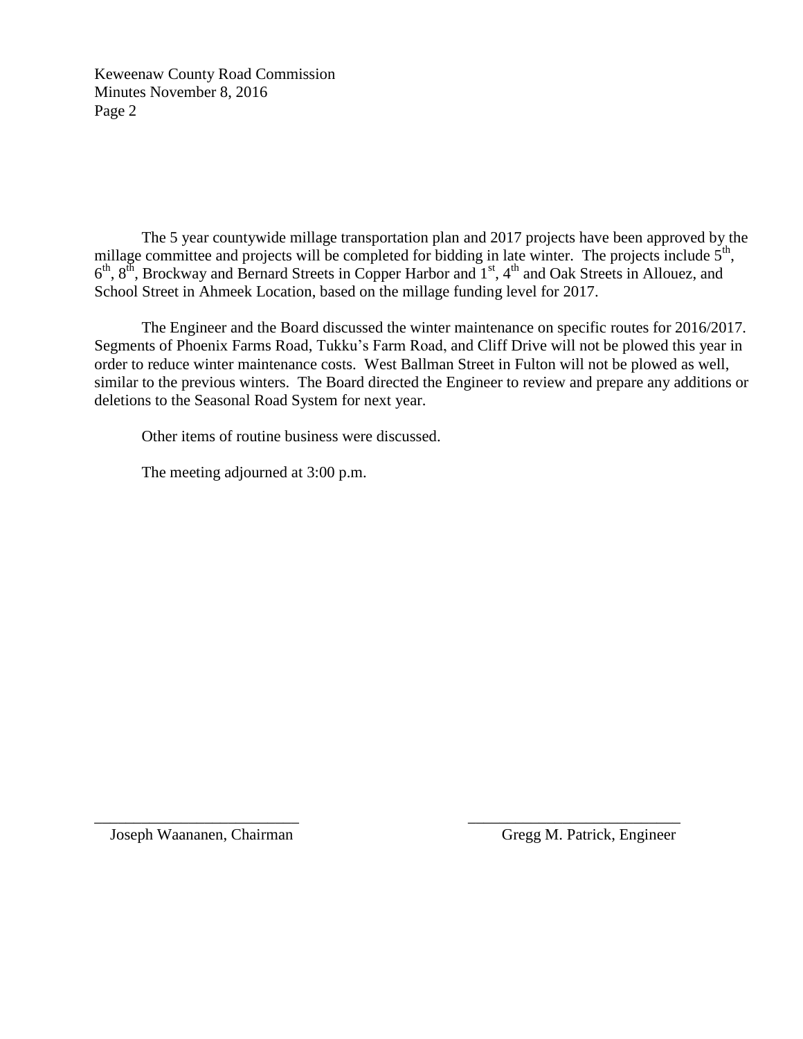The 5 year countywide millage transportation plan and 2017 projects have been approved by the millage committee and projects will be completed for bidding in late winter. The projects include 5th, 6th, 8th, Brockway and Bernard Streets in Copper Harbor and 1st, 4th and Oak Streets in Allouez, and School Street in Ahmeek Location, based on the millage funding level for 2017.

The Engineer and the Board discussed the winter maintenance on specific routes for 2016/2017. Segments of Phoenix Farms Road, Tukku's Farm Road, and Cliff Drive will not be plowed this year in order to reduce winter maintenance costs. West Ballman Street in Fulton will not be plowed as well, similar to the previous winters. The Board directed the Engineer to review and prepare any additions or deletions to the Seasonal Road System for next year.

Other items of routine business were discussed.

The meeting adjourned at 3:00 p.m.

___________________________ ___________________________

Joseph Waananen, Chairman Gregg M. Patrick, Engineer